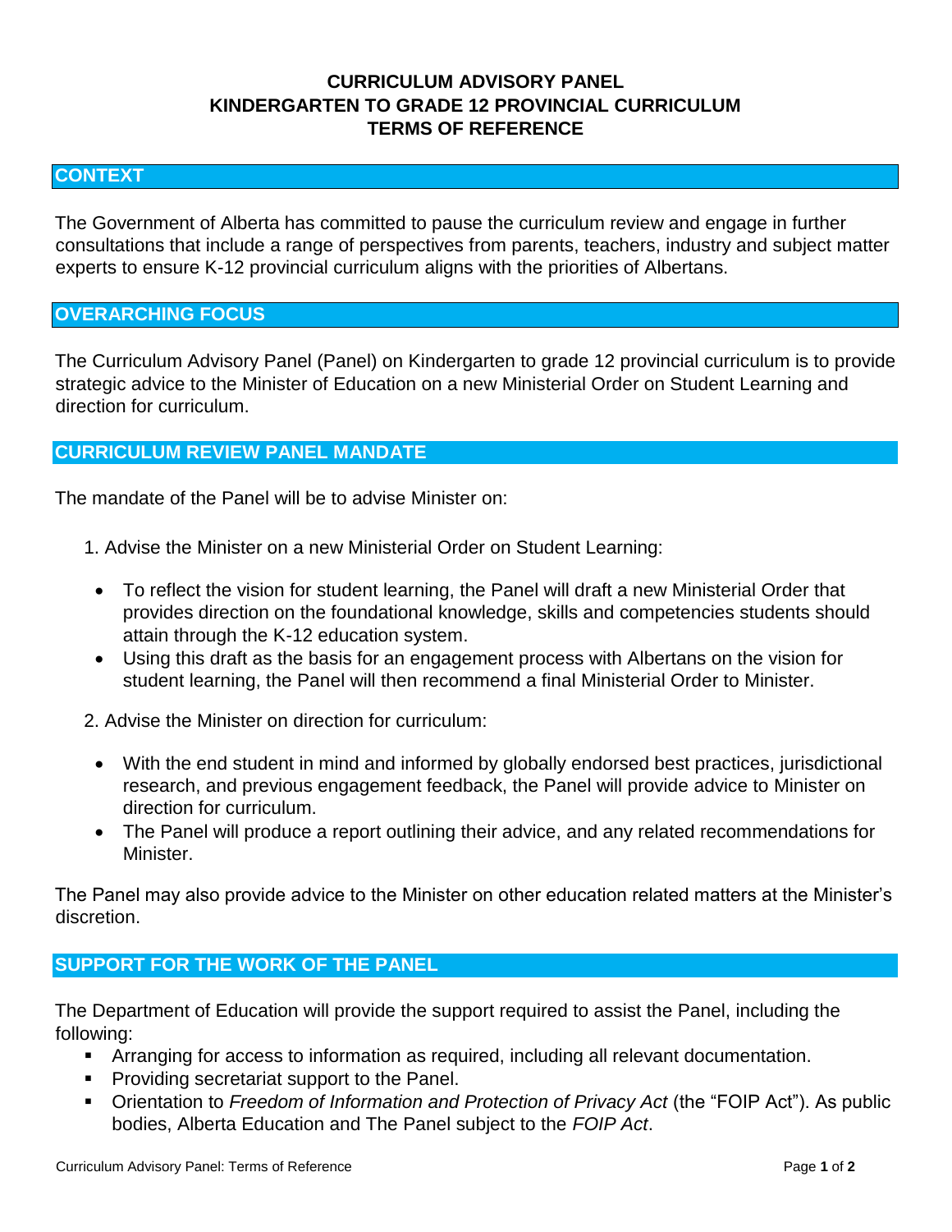# CURRICULUM ADVISORY PANEL
# KINDERGARTEN TO GRADE 12 PROVINCIAL CURRICULUM
# TERMS OF REFERENCE

## CONTEXT

The Government of Alberta has committed to pause the curriculum review and engage in further consultations that include a range of perspectives from parents, teachers, industry and subject matter experts to ensure K-12 provincial curriculum aligns with the priorities of Albertans.

## OVERARCHING FOCUS

The Curriculum Advisory Panel (Panel) on Kindergarten to grade 12 provincial curriculum is to provide strategic advice to the Minister of Education on a new Ministerial Order on Student Learning and direction for curriculum.

## CURRICULUM REVIEW PANEL MANDATE

The mandate of the Panel will be to advise Minister on:

1. Advise the Minister on a new Ministerial Order on Student Learning:
   - To reflect the vision for student learning, the Panel will draft a new Ministerial Order that provides direction on the foundational knowledge, skills and competencies students should attain through the K-12 education system.
   - Using this draft as the basis for an engagement process with Albertans on the vision for student learning, the Panel will then recommend a final Ministerial Order to Minister.
2. Advise the Minister on direction for curriculum:
   - With the end student in mind and informed by globally endorsed best practices, jurisdictional research, and previous engagement feedback, the Panel will provide advice to Minister on direction for curriculum.
   - The Panel will produce a report outlining their advice, and any related recommendations for Minister.

The Panel may also provide advice to the Minister on other education related matters at the Minister's discretion.

## SUPPORT FOR THE WORK OF THE PANEL

The Department of Education will provide the support required to assist the Panel, including the following:

- Arranging for access to information as required, including all relevant documentation.
- Providing secretariat support to the Panel.
- Orientation to *Freedom of Information and Protection of Privacy Act* (the "FOIP Act"). As public bodies, Alberta Education and The Panel subject to the *FOIP Act*.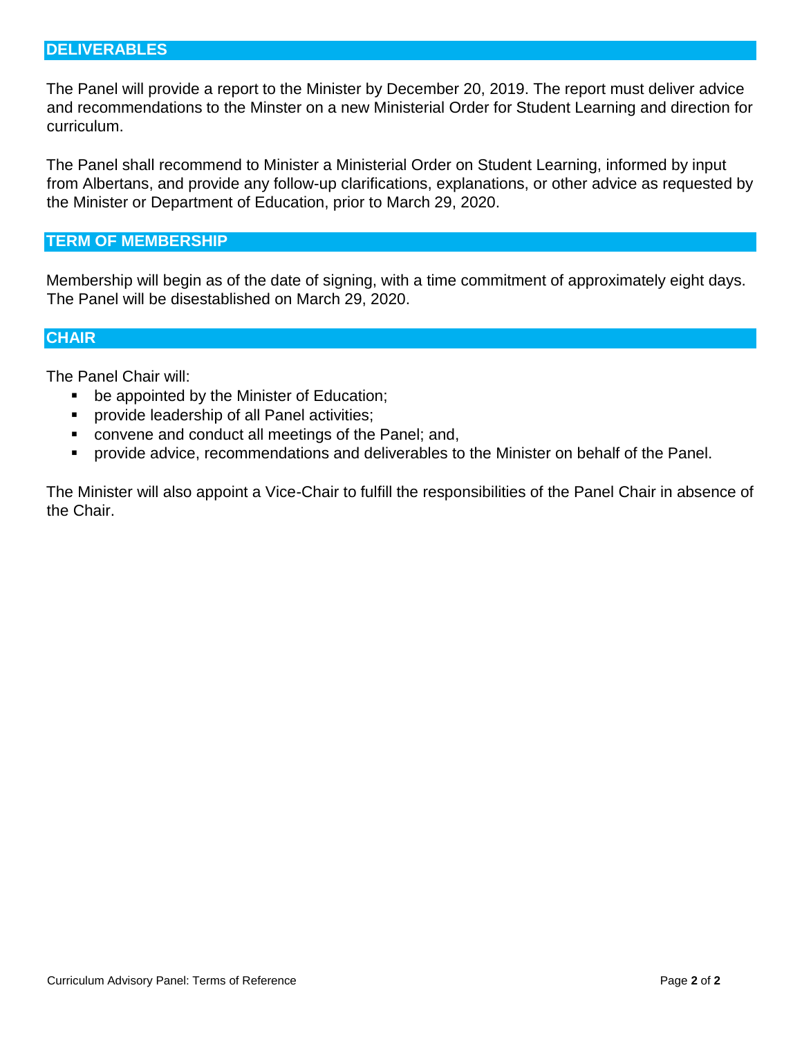## DELIVERABLES

The Panel will provide a report to the Minister by December 20, 2019. The report must deliver advice and recommendations to the Minster on a new Ministerial Order for Student Learning and direction for curriculum.

The Panel shall recommend to Minister a Ministerial Order on Student Learning, informed by input from Albertans, and provide any follow-up clarifications, explanations, or other advice as requested by the Minister or Department of Education, prior to March 29, 2020.

## TERM OF MEMBERSHIP

Membership will begin as of the date of signing, with a time commitment of approximately eight days. The Panel will be disestablished on March 29, 2020.

## CHAIR

The Panel Chair will:

- be appointed by the Minister of Education;
- provide leadership of all Panel activities;
- convene and conduct all meetings of the Panel; and,
- provide advice, recommendations and deliverables to the Minister on behalf of the Panel.

The Minister will also appoint a Vice-Chair to fulfill the responsibilities of the Panel Chair in absence of the Chair.